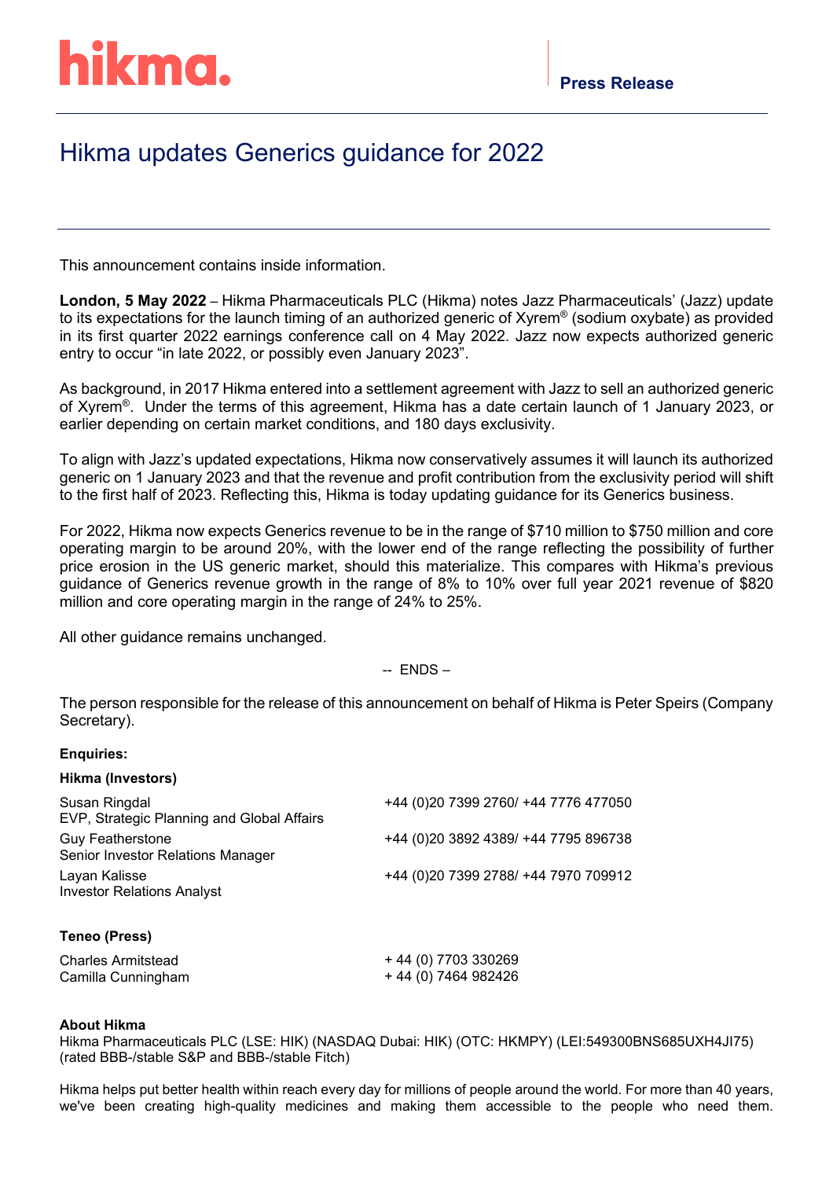hikma.

**Press Release**

# Hikma updates Generics guidance for 2022

This announcement contains inside information.

**London, 5 May 2022** – Hikma Pharmaceuticals PLC (Hikma) notes Jazz Pharmaceuticals' (Jazz) update to its expectations for the launch timing of an authorized generic of Xyrem® (sodium oxybate) as provided in its first quarter 2022 earnings conference call on 4 May 2022. Jazz now expects authorized generic entry to occur "in late 2022, or possibly even January 2023".

As background, in 2017 Hikma entered into a settlement agreement with Jazz to sell an authorized generic of Xyrem®. Under the terms of this agreement, Hikma has a date certain launch of 1 January 2023, or earlier depending on certain market conditions, and 180 days exclusivity.

To align with Jazz's updated expectations, Hikma now conservatively assumes it will launch its authorized generic on 1 January 2023 and that the revenue and profit contribution from the exclusivity period will shift to the first half of 2023. Reflecting this, Hikma is today updating guidance for its Generics business.

For 2022, Hikma now expects Generics revenue to be in the range of $710 million to $750 million and core operating margin to be around 20%, with the lower end of the range reflecting the possibility of further price erosion in the US generic market, should this materialize. This compares with Hikma's previous guidance of Generics revenue growth in the range of 8% to 10% over full year 2021 revenue of $820 million and core operating margin in the range of 24% to 25%.

All other guidance remains unchanged.

-- ENDS –

The person responsible for the release of this announcement on behalf of Hikma is Peter Speirs (Company Secretary).

**Enquiries:**

**Hikma (Investors)**

| | |
|---|---|
| Susan Ringdal<br>EVP, Strategic Planning and Global Affairs | +44 (0)20 7399 2760/ +44 7776 477050 |
| Guy Featherstone<br>Senior Investor Relations Manager | +44 (0)20 3892 4389/ +44 7795 896738 |
| Layan Kalisse<br>Investor Relations Analyst | +44 (0)20 7399 2788/ +44 7970 709912 |

**Teneo (Press)**

| | |
|---|---|
| Charles Armitstead | + 44 (0) 7703 330269 |
| Camilla Cunningham | + 44 (0) 7464 982426 |

**About Hikma**

Hikma Pharmaceuticals PLC (LSE: HIK) (NASDAQ Dubai: HIK) (OTC: HKMPY) (LEI:549300BNS685UXH4JI75) (rated BBB-/stable S&P and BBB-/stable Fitch)

Hikma helps put better health within reach every day for millions of people around the world. For more than 40 years, we've been creating high-quality medicines and making them accessible to the people who need them.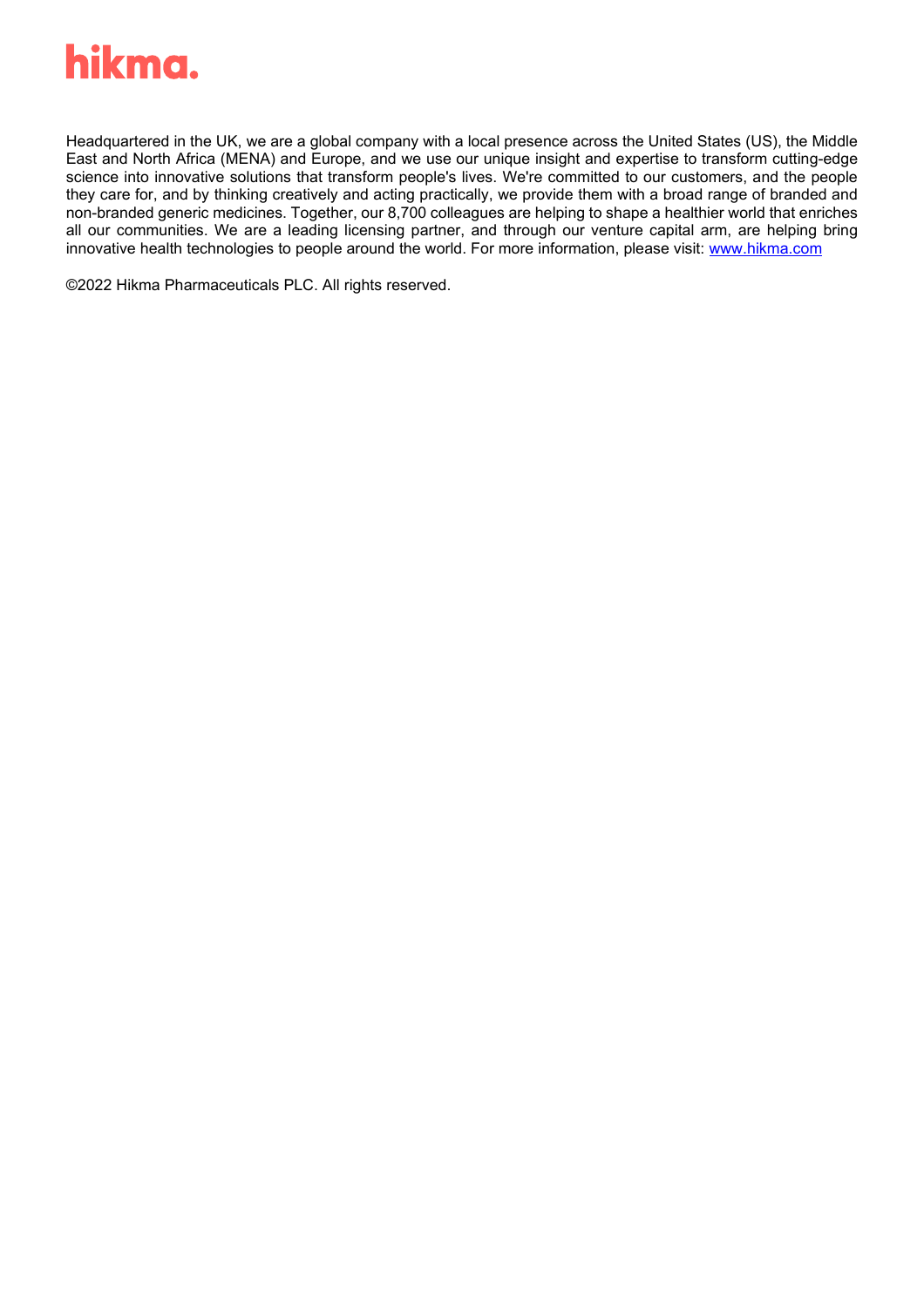Headquartered in the UK, we are a global company with a local presence across the United States (US), the Middle East and North Africa (MENA) and Europe, and we use our unique insight and expertise to transform cutting-edge science into innovative solutions that transform people's lives. We're committed to our customers, and the people they care for, and by thinking creatively and acting practically, we provide them with a broad range of branded and non-branded generic medicines. Together, our 8,700 colleagues are helping to shape a healthier world that enriches all our communities. We are a leading licensing partner, and through our venture capital arm, are helping bring innovative health technologies to people around the world. For more information, please visit: [www.hikma.com](http://www.hikma.com)

©2022 Hikma Pharmaceuticals PLC. All rights reserved.